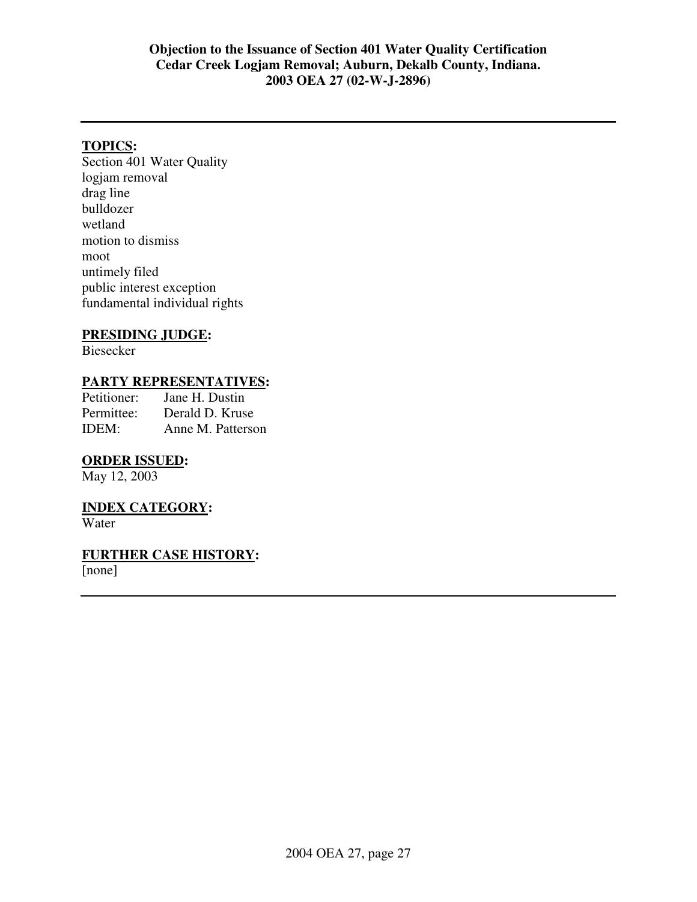**Objection to the Issuance of Section 401 Water Quality Certification**
**Cedar Creek Logjam Removal; Auburn, Dekalb County, Indiana.**
**2003 OEA 27 (02-W-J-2896)**

---

## TOPICS:

Section 401 Water Quality
logjam removal
drag line
bulldozer
wetland
motion to dismiss
moot
untimely filed
public interest exception
fundamental individual rights

## PRESIDING JUDGE:

Biesecker

## PARTY REPRESENTATIVES:

Petitioner: Jane H. Dustin
Permittee: Derald D. Kruse
IDEM: Anne M. Patterson

## ORDER ISSUED:

May 12, 2003

## INDEX CATEGORY:

Water

## FURTHER CASE HISTORY:

[none]

---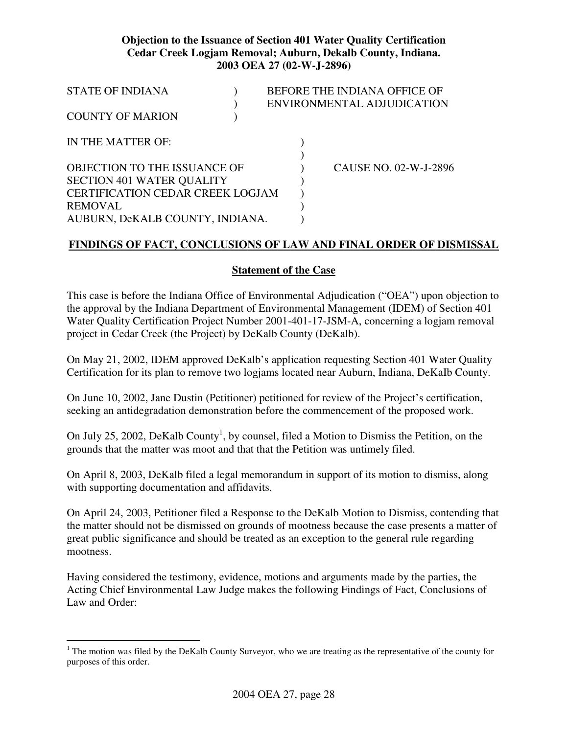**Objection to the Issuance of Section 401 Water Quality Certification Cedar Creek Logjam Removal; Auburn, Dekalb County, Indiana. 2003 OEA 27 (02-W-J-2896)**

STATE OF INDIANA ) BEFORE THE INDIANA OFFICE OF
) ENVIRONMENTAL ADJUDICATION
COUNTY OF MARION )

IN THE MATTER OF: )
)
OBJECTION TO THE ISSUANCE OF ) CAUSE NO. 02-W-J-2896
SECTION 401 WATER QUALITY )
CERTIFICATION CEDAR CREEK LOGJAM )
REMOVAL )
AUBURN, DeKALB COUNTY, INDIANA. )

## FINDINGS OF FACT, CONCLUSIONS OF LAW AND FINAL ORDER OF DISMISSAL

### Statement of the Case

This case is before the Indiana Office of Environmental Adjudication ("OEA") upon objection to the approval by the Indiana Department of Environmental Management (IDEM) of Section 401 Water Quality Certification Project Number 2001-401-17-JSM-A, concerning a logjam removal project in Cedar Creek (the Project) by DeKalb County (DeKalb).

On May 21, 2002, IDEM approved DeKalb's application requesting Section 401 Water Quality Certification for its plan to remove two logjams located near Auburn, Indiana, DeKalb County.

On June 10, 2002, Jane Dustin (Petitioner) petitioned for review of the Project's certification, seeking an antidegradation demonstration before the commencement of the proposed work.

On July 25, 2002, DeKalb County[1], by counsel, filed a Motion to Dismiss the Petition, on the grounds that the matter was moot and that that the Petition was untimely filed.

On April 8, 2003, DeKalb filed a legal memorandum in support of its motion to dismiss, along with supporting documentation and affidavits.

On April 24, 2003, Petitioner filed a Response to the DeKalb Motion to Dismiss, contending that the matter should not be dismissed on grounds of mootness because the case presents a matter of great public significance and should be treated as an exception to the general rule regarding mootness.

Having considered the testimony, evidence, motions and arguments made by the parties, the Acting Chief Environmental Law Judge makes the following Findings of Fact, Conclusions of Law and Order:

[1] The motion was filed by the DeKalb County Surveyor, who we are treating as the representative of the county for purposes of this order.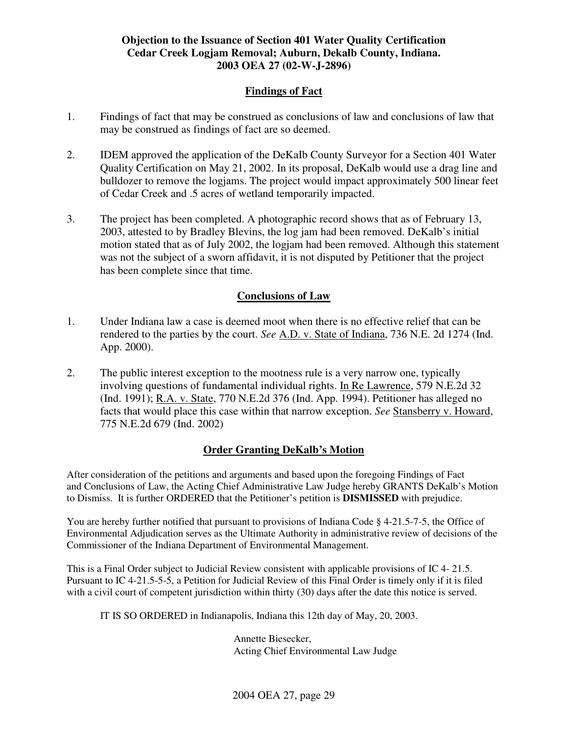**Objection to the Issuance of Section 401 Water Quality Certification Cedar Creek Logjam Removal; Auburn, Dekalb County, Indiana. 2003 OEA 27 (02-W-J-2896)**

## Findings of Fact

1. Findings of fact that may be construed as conclusions of law and conclusions of law that may be construed as findings of fact are so deemed.

2. IDEM approved the application of the DeKaIb County Surveyor for a Section 401 Water Quality Certification on May 21, 2002. In its proposal, DeKalb would use a drag line and bulldozer to remove the logjams. The project would impact approximately 500 linear feet of Cedar Creek and .5 acres of wetland temporarily impacted.

3. The project has been completed. A photographic record shows that as of February 13, 2003, attested to by Bradley Blevins, the log jam had been removed. DeKalb's initial motion stated that as of July 2002, the logjam had been removed. Although this statement was not the subject of a sworn affidavit, it is not disputed by Petitioner that the project has been complete since that time.

## Conclusions of Law

1. Under Indiana law a case is deemed moot when there is no effective relief that can be rendered to the parties by the court. *See* A.D. v. State of Indiana, 736 N.E. 2d 1274 (Ind. App. 2000).

2. The public interest exception to the mootness rule is a very narrow one, typically involving questions of fundamental individual rights. In Re Lawrence, 579 N.E.2d 32 (Ind. 1991); R.A. v. State, 770 N.E.2d 376 (Ind. App. 1994). Petitioner has alleged no facts that would place this case within that narrow exception. *See* Stansberry v. Howard, 775 N.E.2d 679 (Ind. 2002)

## Order Granting DeKalb's Motion

After consideration of the petitions and arguments and based upon the foregoing Findings of Fact and Conclusions of Law, the Acting Chief Administrative Law Judge hereby GRANTS DeKalb's Motion to Dismiss. It is further ORDERED that the Petitioner's petition is **DISMISSED** with prejudice.

You are hereby further notified that pursuant to provisions of Indiana Code § 4-21.5-7-5, the Office of Environmental Adjudication serves as the Ultimate Authority in administrative review of decisions of the Commissioner of the Indiana Department of Environmental Management.

This is a Final Order subject to Judicial Review consistent with applicable provisions of IC 4- 21.5. Pursuant to IC 4-21.5-5-5, a Petition for Judicial Review of this Final Order is timely only if it is filed with a civil court of competent jurisdiction within thirty (30) days after the date this notice is served.

IT IS SO ORDERED in Indianapolis, Indiana this 12th day of May, 20, 2003.

Annette Biesecker,
Acting Chief Environmental Law Judge